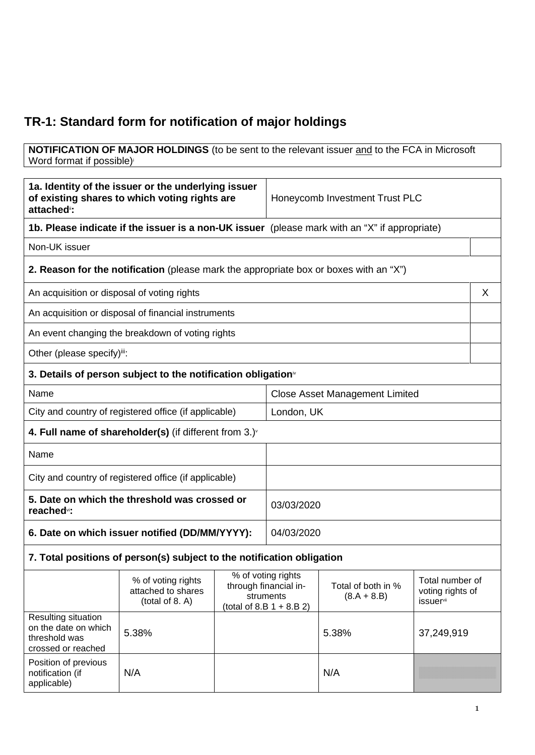# TR-1: Standard form for notification of major holdings

| **NOTIFICATION OF MAJOR HOLDINGS** (to be sent to the relevant issuer and to the FCA in Microsoft Word format if possible)[i] |
|---|

| **1a. Identity of the issuer or the underlying issuer of existing shares to which voting rights are attached[ii]:** | Honeycomb Investment Trust PLC |
|---|---|

| **1b. Please indicate if the issuer is a non-UK issuer** (please mark with an "X" if appropriate) | |
|---|---|
| Non-UK issuer | |
| **2. Reason for the notification** (please mark the appropriate box or boxes with an "X") | |
| An acquisition or disposal of voting rights | X |
| An acquisition or disposal of financial instruments | |
| An event changing the breakdown of voting rights | |
| Other (please specify)[iii]: | |

| **3. Details of person subject to the notification obligation[iv]** | |
|---|---|
| Name | Close Asset Management Limited |
| City and country of registered office (if applicable) | London, UK |
| **4. Full name of shareholder(s)** (if different from 3.)[v] | |
| Name | |
| City and country of registered office (if applicable) | |
| **5. Date on which the threshold was crossed or reached[vi]:** | 03/03/2020 |
| **6. Date on which issuer notified (DD/MM/YYYY):** | 04/03/2020 |

**7. Total positions of person(s) subject to the notification obligation**

| | % of voting rights attached to shares (total of 8. A) | % of voting rights through financial instruments (total of 8.B 1 + 8.B 2) | Total of both in % (8.A + 8.B) | Total number of voting rights of issuer[vii] |
|---|---|---|---|---|
| Resulting situation on the date on which threshold was crossed or reached | 5.38% | | 5.38% | 37,249,919 |
| Position of previous notification (if applicable) | N/A | | N/A | |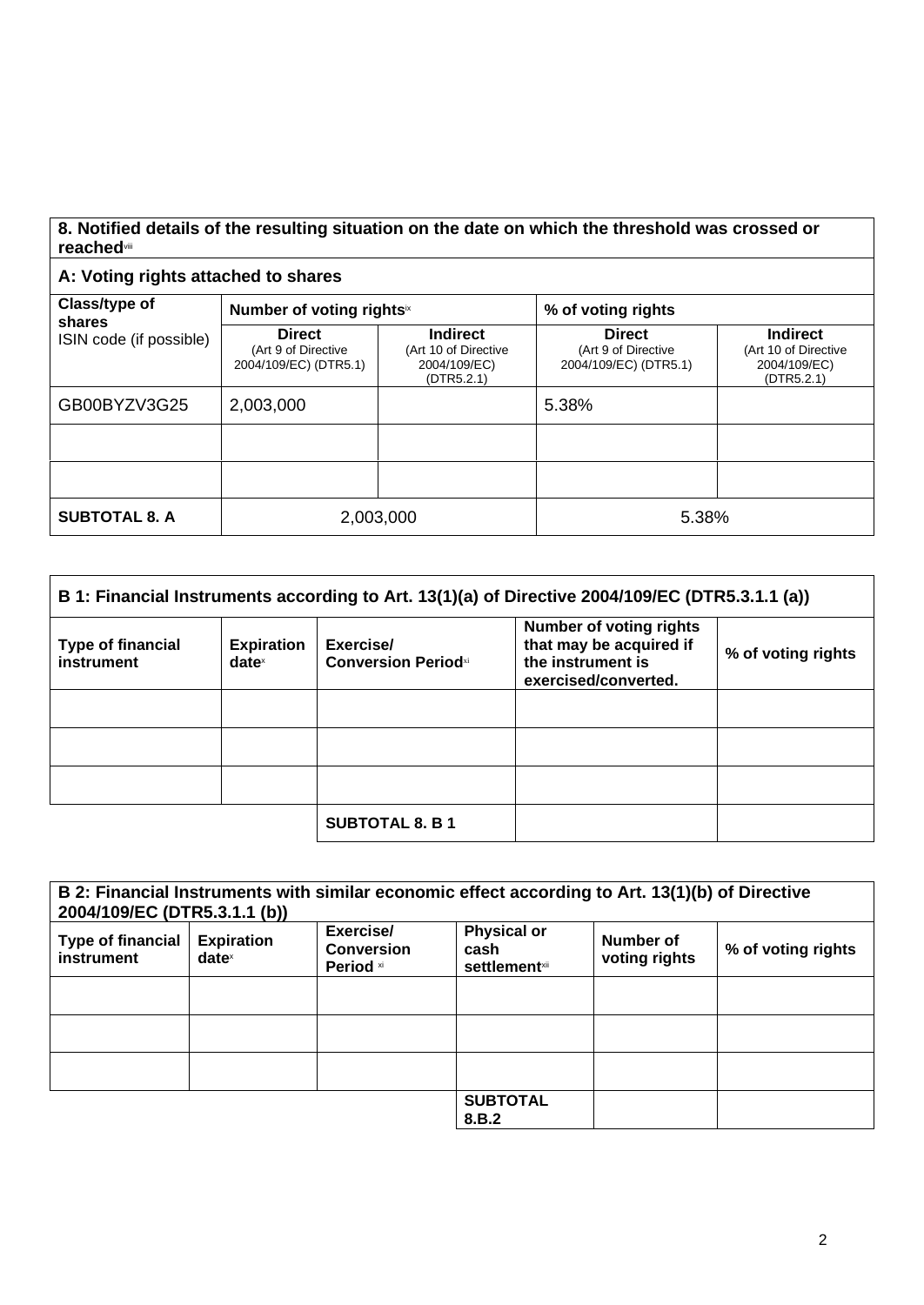## 8. Notified details of the resulting situation on the date on which the threshold was crossed or reached[viii]

### A: Voting rights attached to shares

| Class/type of shares ISIN code (if possible) | Number of voting rights[ix] | | % of voting rights | |
|---|---|---|---|---|
| | **Direct** (Art 9 of Directive 2004/109/EC) (DTR5.1) | **Indirect** (Art 10 of Directive 2004/109/EC) (DTR5.2.1) | **Direct** (Art 9 of Directive 2004/109/EC) (DTR5.1) | **Indirect** (Art 10 of Directive 2004/109/EC) (DTR5.2.1) |
| GB00BYZV3G25 | 2,003,000 | | 5.38% | |
| | | | | |
| | | | | |
| **SUBTOTAL 8. A** | 2,003,000 | | 5.38% | |

### B 1: Financial Instruments according to Art. 13(1)(a) of Directive 2004/109/EC (DTR5.3.1.1 (a))

| Type of financial instrument | Expiration date[x] | Exercise/ Conversion Period[xi] | Number of voting rights that may be acquired if the instrument is exercised/converted. | % of voting rights |
|---|---|---|---|---|
| | | | | |
| | | | | |
| | | | | |
| | | **SUBTOTAL 8. B 1** | | |

### B 2: Financial Instruments with similar economic effect according to Art. 13(1)(b) of Directive 2004/109/EC (DTR5.3.1.1 (b))

| Type of financial instrument | Expiration date[x] | Exercise/ Conversion Period[xi] | Physical or cash settlement[xii] | Number of voting rights | % of voting rights |
|---|---|---|---|---|---|
| | | | | | |
| | | | | | |
| | | | | | |
| | | | **SUBTOTAL 8.B.2** | | |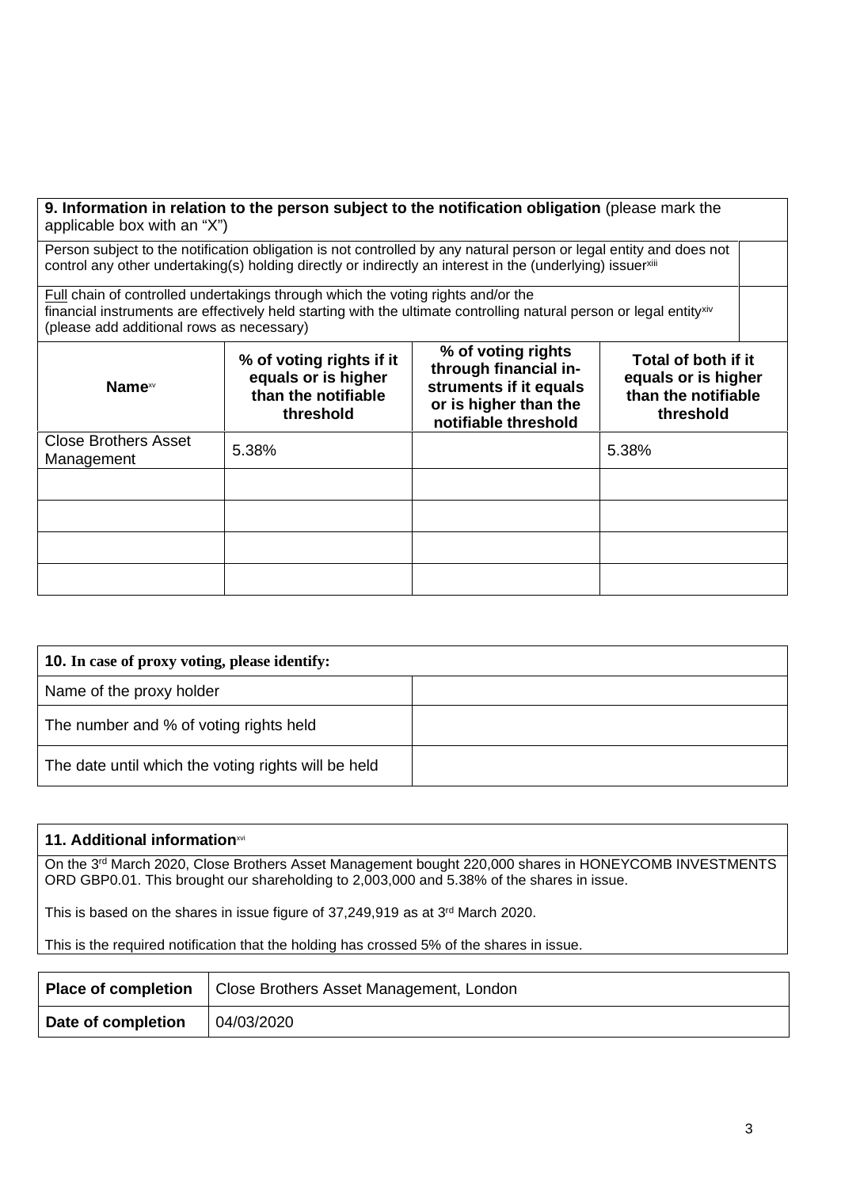**9. Information in relation to the person subject to the notification obligation** (please mark the applicable box with an "X")

| | |
|---|---|
| Person subject to the notification obligation is not controlled by any natural person or legal entity and does not control any other undertaking(s) holding directly or indirectly an interest in the (underlying) issuer[xiii] | |
| Full chain of controlled undertakings through which the voting rights and/or the financial instruments are effectively held starting with the ultimate controlling natural person or legal entity[xiv] (please add additional rows as necessary) | |

| Name[xv] | % of voting rights if it equals or is higher than the notifiable threshold | % of voting rights through financial instruments if it equals or is higher than the notifiable threshold | Total of both if it equals or is higher than the notifiable threshold |
|---|---|---|---|
| Close Brothers Asset Management | 5.38% | | 5.38% |
| | | | |
| | | | |
| | | | |
| | | | |

| **10. In case of proxy voting, please identify:** | |
|---|---|
| Name of the proxy holder | |
| The number and % of voting rights held | |
| The date until which the voting rights will be held | |

**11. Additional information**[xvi]

On the 3rd March 2020, Close Brothers Asset Management bought 220,000 shares in HONEYCOMB INVESTMENTS ORD GBP0.01. This brought our shareholding to 2,003,000 and 5.38% of the shares in issue.

This is based on the shares in issue figure of 37,249,919 as at 3rd March 2020.

This is the required notification that the holding has crossed 5% of the shares in issue.

| | |
|---|---|
| **Place of completion** | Close Brothers Asset Management, London |
| **Date of completion** | 04/03/2020 |